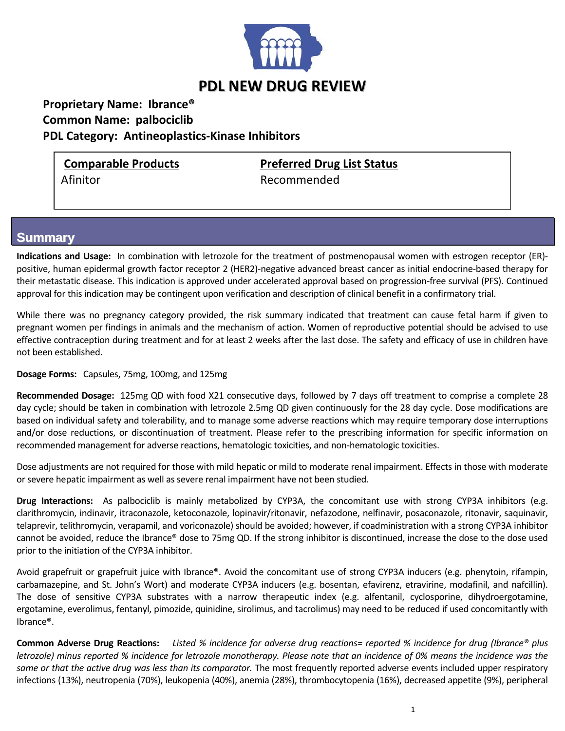# PDL NEW DRUG REVIEW

**Proprietary Name: Ibrance®**
**Common Name: palbociclib**
**PDL Category: Antineoplastics-Kinase Inhibitors**

| Comparable Products | Preferred Drug List Status |
| --- | --- |
| Afinitor | Recommended |

## Summary

**Indications and Usage:** In combination with letrozole for the treatment of postmenopausal women with estrogen receptor (ER)-positive, human epidermal growth factor receptor 2 (HER2)-negative advanced breast cancer as initial endocrine-based therapy for their metastatic disease. This indication is approved under accelerated approval based on progression-free survival (PFS). Continued approval for this indication may be contingent upon verification and description of clinical benefit in a confirmatory trial.

While there was no pregnancy category provided, the risk summary indicated that treatment can cause fetal harm if given to pregnant women per findings in animals and the mechanism of action. Women of reproductive potential should be advised to use effective contraception during treatment and for at least 2 weeks after the last dose. The safety and efficacy of use in children have not been established.

**Dosage Forms:** Capsules, 75mg, 100mg, and 125mg

**Recommended Dosage:** 125mg QD with food X21 consecutive days, followed by 7 days off treatment to comprise a complete 28 day cycle; should be taken in combination with letrozole 2.5mg QD given continuously for the 28 day cycle. Dose modifications are based on individual safety and tolerability, and to manage some adverse reactions which may require temporary dose interruptions and/or dose reductions, or discontinuation of treatment. Please refer to the prescribing information for specific information on recommended management for adverse reactions, hematologic toxicities, and non-hematologic toxicities.

Dose adjustments are not required for those with mild hepatic or mild to moderate renal impairment. Effects in those with moderate or severe hepatic impairment as well as severe renal impairment have not been studied.

**Drug Interactions:** As palbociclib is mainly metabolized by CYP3A, the concomitant use with strong CYP3A inhibitors (e.g. clarithromycin, indinavir, itraconazole, ketoconazole, lopinavir/ritonavir, nefazodone, nelfinavir, posaconazole, ritonavir, saquinavir, telaprevir, telithromycin, verapamil, and voriconazole) should be avoided; however, if coadministration with a strong CYP3A inhibitor cannot be avoided, reduce the Ibrance® dose to 75mg QD. If the strong inhibitor is discontinued, increase the dose to the dose used prior to the initiation of the CYP3A inhibitor.

Avoid grapefruit or grapefruit juice with Ibrance®. Avoid the concomitant use of strong CYP3A inducers (e.g. phenytoin, rifampin, carbamazepine, and St. John's Wort) and moderate CYP3A inducers (e.g. bosentan, efavirenz, etravirine, modafinil, and nafcillin). The dose of sensitive CYP3A substrates with a narrow therapeutic index (e.g. alfentanil, cyclosporine, dihydroergotamine, ergotamine, everolimus, fentanyl, pimozide, quinidine, sirolimus, and tacrolimus) may need to be reduced if used concomitantly with Ibrance®.

**Common Adverse Drug Reactions:** *Listed % incidence for adverse drug reactions= reported % incidence for drug (Ibrance® plus letrozole) minus reported % incidence for letrozole monotherapy. Please note that an incidence of 0% means the incidence was the same or that the active drug was less than its comparator.* The most frequently reported adverse events included upper respiratory infections (13%), neutropenia (70%), leukopenia (40%), anemia (28%), thrombocytopenia (16%), decreased appetite (9%), peripheral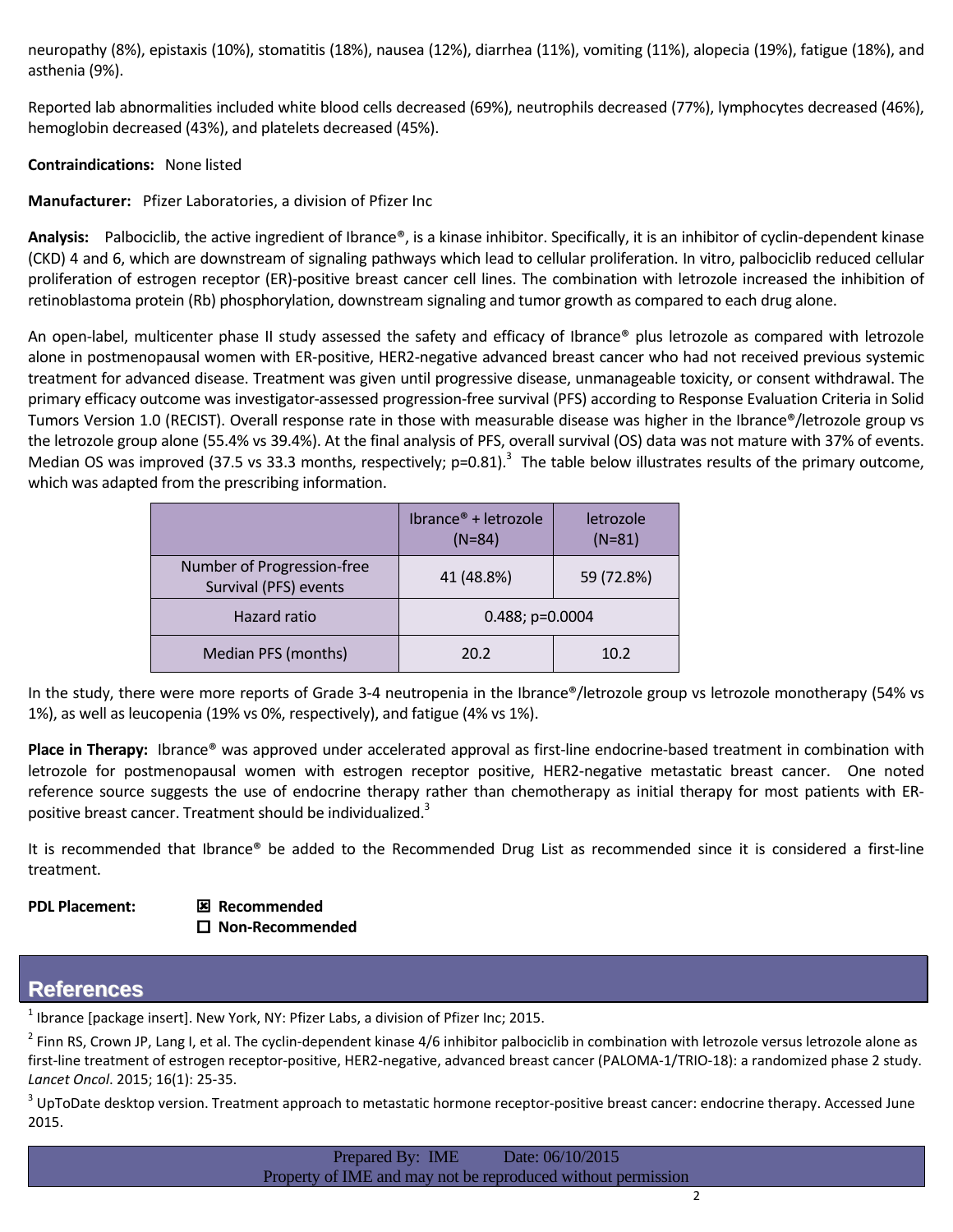neuropathy (8%), epistaxis (10%), stomatitis (18%), nausea (12%), diarrhea (11%), vomiting (11%), alopecia (19%), fatigue (18%), and asthenia (9%).

Reported lab abnormalities included white blood cells decreased (69%), neutrophils decreased (77%), lymphocytes decreased (46%), hemoglobin decreased (43%), and platelets decreased (45%).

**Contraindications:** None listed

**Manufacturer:** Pfizer Laboratories, a division of Pfizer Inc

**Analysis:** Palbociclib, the active ingredient of Ibrance®, is a kinase inhibitor. Specifically, it is an inhibitor of cyclin-dependent kinase (CKD) 4 and 6, which are downstream of signaling pathways which lead to cellular proliferation. In vitro, palbociclib reduced cellular proliferation of estrogen receptor (ER)-positive breast cancer cell lines. The combination with letrozole increased the inhibition of retinoblastoma protein (Rb) phosphorylation, downstream signaling and tumor growth as compared to each drug alone.

An open-label, multicenter phase II study assessed the safety and efficacy of Ibrance® plus letrozole as compared with letrozole alone in postmenopausal women with ER-positive, HER2-negative advanced breast cancer who had not received previous systemic treatment for advanced disease. Treatment was given until progressive disease, unmanageable toxicity, or consent withdrawal. The primary efficacy outcome was investigator-assessed progression-free survival (PFS) according to Response Evaluation Criteria in Solid Tumors Version 1.0 (RECIST). Overall response rate in those with measurable disease was higher in the Ibrance®/letrozole group vs the letrozole group alone (55.4% vs 39.4%). At the final analysis of PFS, overall survival (OS) data was not mature with 37% of events. Median OS was improved (37.5 vs 33.3 months, respectively; p=0.81).[3] The table below illustrates results of the primary outcome, which was adapted from the prescribing information.

| | Ibrance® + letrozole (N=84) | letrozole (N=81) |
|---|---|---|
| Number of Progression-free Survival (PFS) events | 41 (48.8%) | 59 (72.8%) |
| Hazard ratio | 0.488; p=0.0004 | |
| Median PFS (months) | 20.2 | 10.2 |

In the study, there were more reports of Grade 3-4 neutropenia in the Ibrance®/letrozole group vs letrozole monotherapy (54% vs 1%), as well as leucopenia (19% vs 0%, respectively), and fatigue (4% vs 1%).

**Place in Therapy:** Ibrance® was approved under accelerated approval as first-line endocrine-based treatment in combination with letrozole for postmenopausal women with estrogen receptor positive, HER2-negative metastatic breast cancer. One noted reference source suggests the use of endocrine therapy rather than chemotherapy as initial therapy for most patients with ER-positive breast cancer. Treatment should be individualized.[3]

It is recommended that Ibrance® be added to the Recommended Drug List as recommended since it is considered a first-line treatment.

**PDL Placement:** ☒ **Recommended**
☐ **Non-Recommended**

## References

[1] Ibrance [package insert]. New York, NY: Pfizer Labs, a division of Pfizer Inc; 2015.

[2] Finn RS, Crown JP, Lang I, et al. The cyclin-dependent kinase 4/6 inhibitor palbociclib in combination with letrozole versus letrozole alone as first-line treatment of estrogen receptor-positive, HER2-negative, advanced breast cancer (PALOMA-1/TRIO-18): a randomized phase 2 study. *Lancet Oncol*. 2015; 16(1): 25-35.

[3] UpToDate desktop version. Treatment approach to metastatic hormone receptor-positive breast cancer: endocrine therapy. Accessed June 2015.

Prepared By: IME Date: 06/10/2015
Property of IME and may not be reproduced without permission